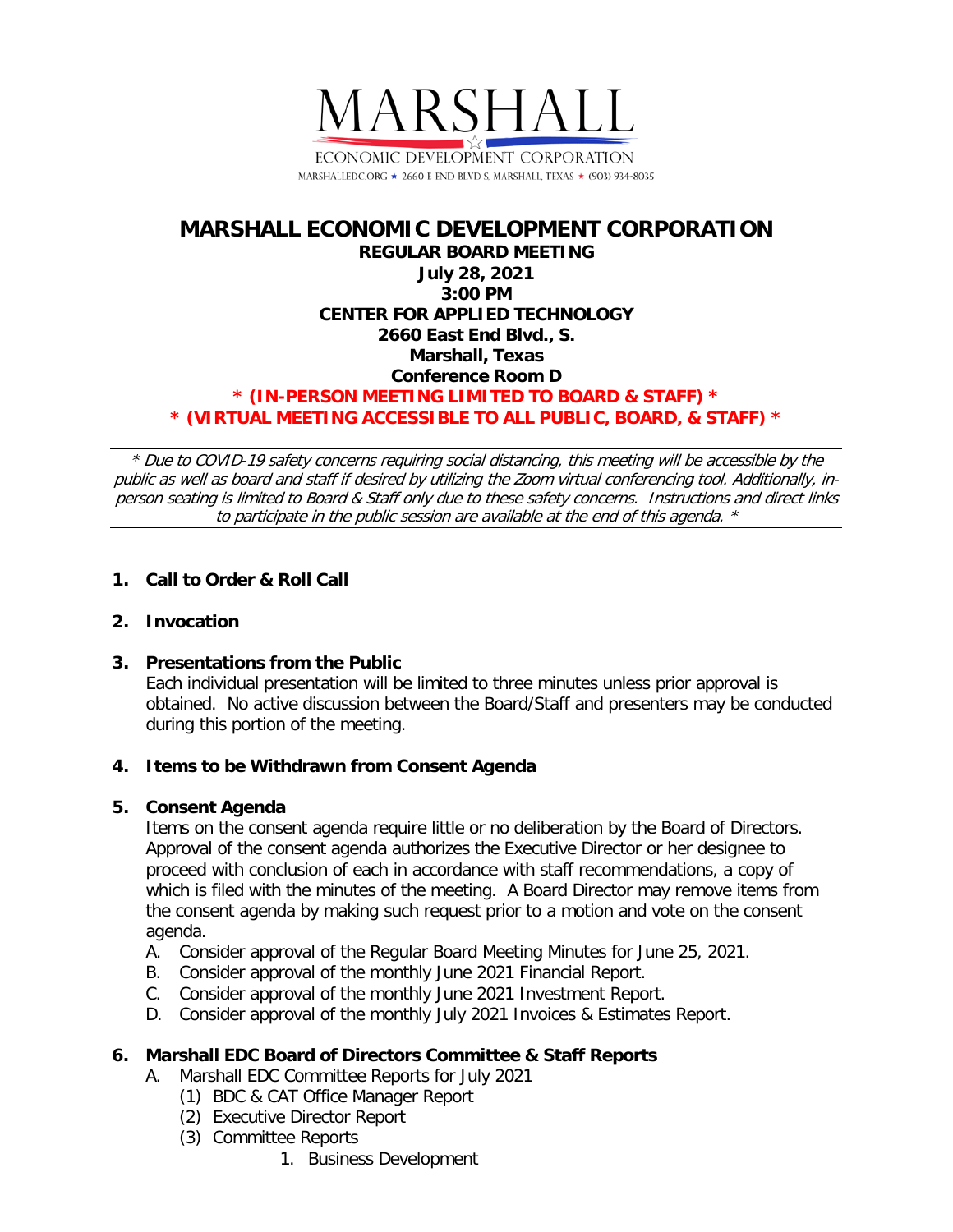MARSHALL

ECONOMIC DEVELOPMENT CORPORATION

MARSHALLEDC.ORG ★ 2660 E END BLVD S. MARSHALL, TEXAS ★ (903) 934-8035

# MARSHALL ECONOMIC DEVELOPMENT CORPORATION

**REGULAR BOARD MEETING**
**July 28, 2021**
**3:00 PM**
**CENTER FOR APPLIED TECHNOLOGY**
**2660 East End Blvd., S.**
**Marshall, Texas**
**Conference Room D**

**\* (IN-PERSON MEETING LIMITED TO BOARD & STAFF) \***
**\* (VIRTUAL MEETING ACCESSIBLE TO ALL PUBLIC, BOARD, & STAFF) \***

---

*\* Due to COVID-19 safety concerns requiring social distancing, this meeting will be accessible by the public as well as board and staff if desired by utilizing the Zoom virtual conferencing tool. Additionally, in-person seating is limited to Board & Staff only due to these safety concerns. Instructions and direct links to participate in the public session are available at the end of this agenda. \**

---

1. **Call to Order & Roll Call**

2. **Invocation**

3. **Presentations from the Public**
   Each individual presentation will be limited to three minutes unless prior approval is obtained. No active discussion between the Board/Staff and presenters may be conducted during this portion of the meeting.

4. **Items to be Withdrawn from Consent Agenda**

5. **Consent Agenda**
   Items on the consent agenda require little or no deliberation by the Board of Directors. Approval of the consent agenda authorizes the Executive Director or her designee to proceed with conclusion of each in accordance with staff recommendations, a copy of which is filed with the minutes of the meeting. A Board Director may remove items from the consent agenda by making such request prior to a motion and vote on the consent agenda.
   A. Consider approval of the Regular Board Meeting Minutes for June 25, 2021.
   B. Consider approval of the monthly June 2021 Financial Report.
   C. Consider approval of the monthly June 2021 Investment Report.
   D. Consider approval of the monthly July 2021 Invoices & Estimates Report.

6. **Marshall EDC Board of Directors Committee & Staff Reports**
   A. Marshall EDC Committee Reports for July 2021
      (1) BDC & CAT Office Manager Report
      (2) Executive Director Report
      (3) Committee Reports
         1. Business Development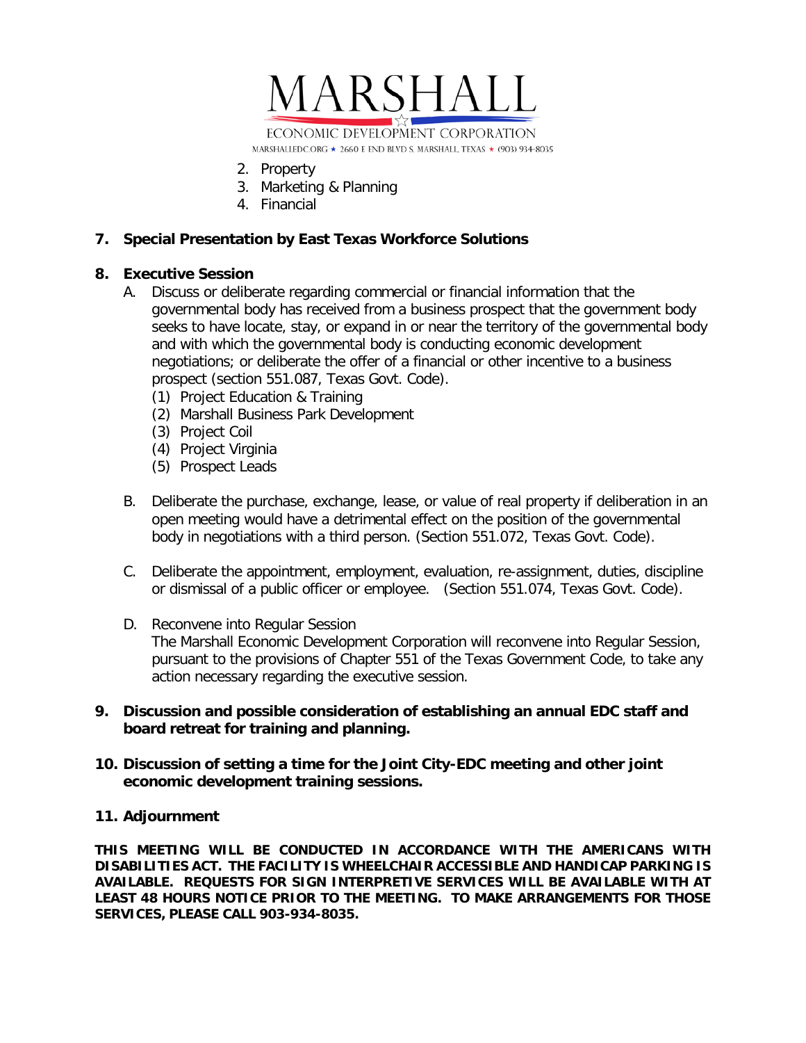2. Property
3. Marketing & Planning
4. Financial

**7. Special Presentation by East Texas Workforce Solutions**

**8. Executive Session**

A. Discuss or deliberate regarding commercial or financial information that the governmental body has received from a business prospect that the government body seeks to have locate, stay, or expand in or near the territory of the governmental body and with which the governmental body is conducting economic development negotiations; or deliberate the offer of a financial or other incentive to a business prospect (section 551.087, Texas Govt. Code).
   (1) Project Education & Training
   (2) Marshall Business Park Development
   (3) Project Coil
   (4) Project Virginia
   (5) Prospect Leads

B. Deliberate the purchase, exchange, lease, or value of real property if deliberation in an open meeting would have a detrimental effect on the position of the governmental body in negotiations with a third person. (Section 551.072, Texas Govt. Code).

C. Deliberate the appointment, employment, evaluation, re-assignment, duties, discipline or dismissal of a public officer or employee. (Section 551.074, Texas Govt. Code).

D. Reconvene into Regular Session
   The Marshall Economic Development Corporation will reconvene into Regular Session, pursuant to the provisions of Chapter 551 of the Texas Government Code, to take any action necessary regarding the executive session.

**9. Discussion and possible consideration of establishing an annual EDC staff and board retreat for training and planning.**

**10. Discussion of setting a time for the Joint City-EDC meeting and other joint economic development training sessions.**

**11. Adjournment**

**THIS MEETING WILL BE CONDUCTED IN ACCORDANCE WITH THE AMERICANS WITH DISABILITIES ACT. THE FACILITY IS WHEELCHAIR ACCESSIBLE AND HANDICAP PARKING IS AVAILABLE. REQUESTS FOR SIGN INTERPRETIVE SERVICES WILL BE AVAILABLE WITH AT LEAST 48 HOURS NOTICE PRIOR TO THE MEETING. TO MAKE ARRANGEMENTS FOR THOSE SERVICES, PLEASE CALL 903-934-8035.**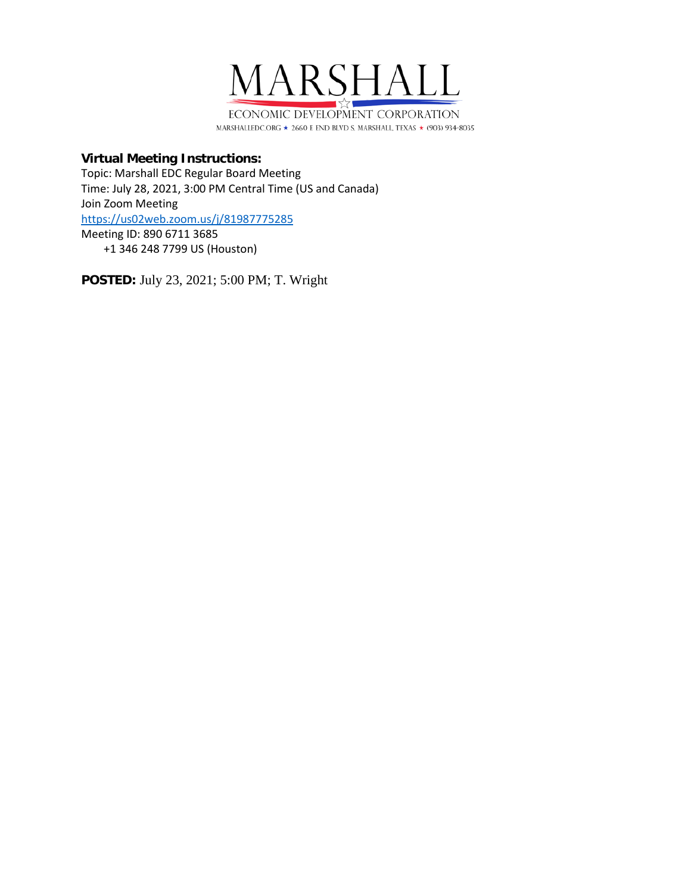MARSHALL

ECONOMIC DEVELOPMENT CORPORATION

MARSHALLEDC.ORG ★ 2660 E END BLVD S. MARSHALL, TEXAS ★ (903) 934-8035

**Virtual Meeting Instructions:**

Topic: Marshall EDC Regular Board Meeting
Time: July 28, 2021, 3:00 PM Central Time (US and Canada)
Join Zoom Meeting
https://us02web.zoom.us/j/81987775285
Meeting ID: 890 6711 3685
+1 346 248 7799 US (Houston)

**POSTED:** July 23, 2021; 5:00 PM; T. Wright